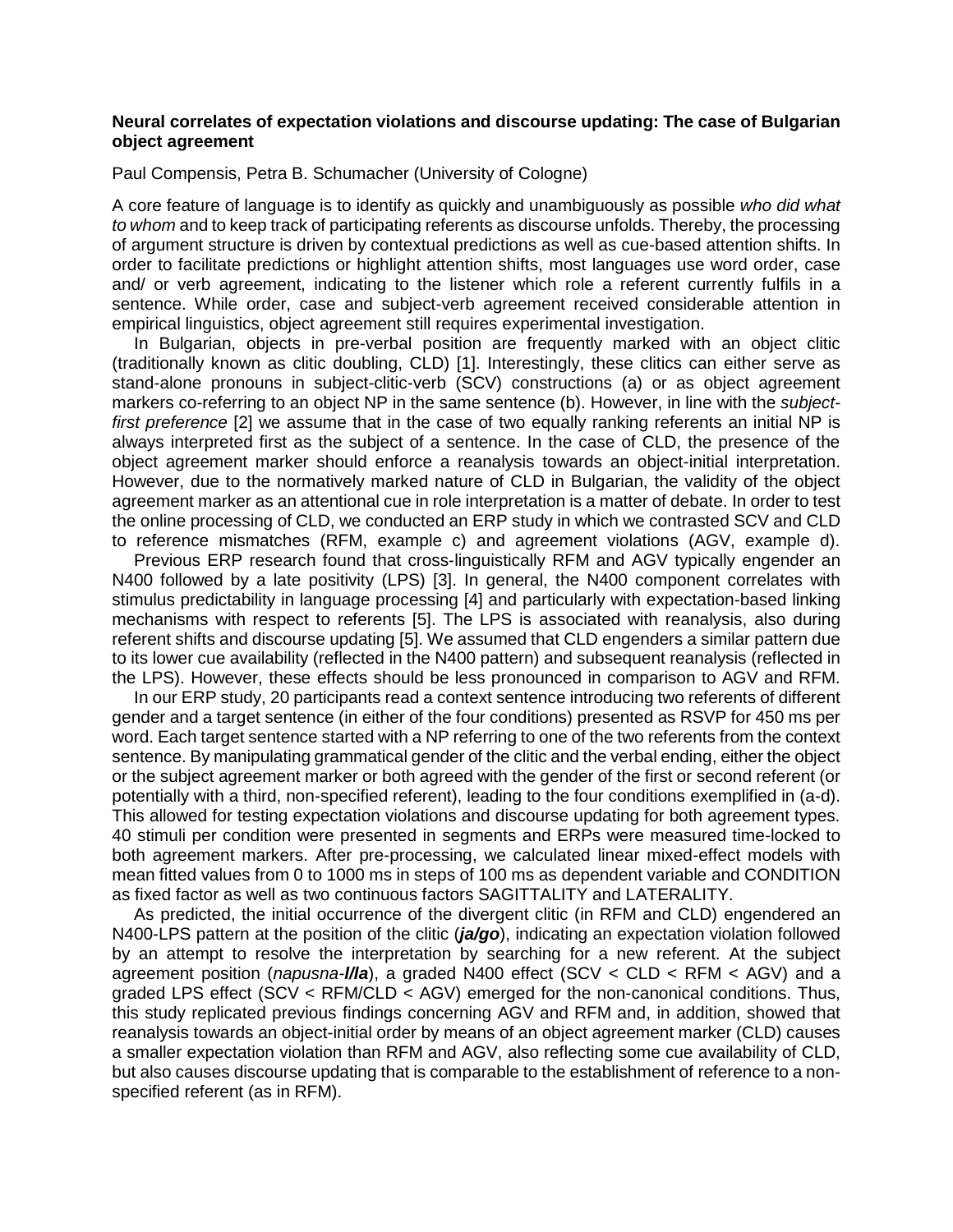**Neural correlates of expectation violations and discourse updating: The case of Bulgarian object agreement**

Paul Compensis, Petra B. Schumacher (University of Cologne)

A core feature of language is to identify as quickly and unambiguously as possible *who did what to whom* and to keep track of participating referents as discourse unfolds. Thereby, the processing of argument structure is driven by contextual predictions as well as cue-based attention shifts. In order to facilitate predictions or highlight attention shifts, most languages use word order, case and/ or verb agreement, indicating to the listener which role a referent currently fulfils in a sentence. While order, case and subject-verb agreement received considerable attention in empirical linguistics, object agreement still requires experimental investigation.

In Bulgarian, objects in pre-verbal position are frequently marked with an object clitic (traditionally known as clitic doubling, CLD) [1]. Interestingly, these clitics can either serve as stand-alone pronouns in subject-clitic-verb (SCV) constructions (a) or as object agreement markers co-referring to an object NP in the same sentence (b). However, in line with the *subject-first preference* [2] we assume that in the case of two equally ranking referents an initial NP is always interpreted first as the subject of a sentence. In the case of CLD, the presence of the object agreement marker should enforce a reanalysis towards an object-initial interpretation. However, due to the normatively marked nature of CLD in Bulgarian, the validity of the object agreement marker as an attentional cue in role interpretation is a matter of debate. In order to test the online processing of CLD, we conducted an ERP study in which we contrasted SCV and CLD to reference mismatches (RFM, example c) and agreement violations (AGV, example d).

Previous ERP research found that cross-linguistically RFM and AGV typically engender an N400 followed by a late positivity (LPS) [3]. In general, the N400 component correlates with stimulus predictability in language processing [4] and particularly with expectation-based linking mechanisms with respect to referents [5]. The LPS is associated with reanalysis, also during referent shifts and discourse updating [5]. We assumed that CLD engenders a similar pattern due to its lower cue availability (reflected in the N400 pattern) and subsequent reanalysis (reflected in the LPS). However, these effects should be less pronounced in comparison to AGV and RFM.

In our ERP study, 20 participants read a context sentence introducing two referents of different gender and a target sentence (in either of the four conditions) presented as RSVP for 450 ms per word. Each target sentence started with a NP referring to one of the two referents from the context sentence. By manipulating grammatical gender of the clitic and the verbal ending, either the object or the subject agreement marker or both agreed with the gender of the first or second referent (or potentially with a third, non-specified referent), leading to the four conditions exemplified in (a-d). This allowed for testing expectation violations and discourse updating for both agreement types. 40 stimuli per condition were presented in segments and ERPs were measured time-locked to both agreement markers. After pre-processing, we calculated linear mixed-effect models with mean fitted values from 0 to 1000 ms in steps of 100 ms as dependent variable and CONDITION as fixed factor as well as two continuous factors SAGITTALITY and LATERALITY.

As predicted, the initial occurrence of the divergent clitic (in RFM and CLD) engendered an N400-LPS pattern at the position of the clitic (***ja/go***), indicating an expectation violation followed by an attempt to resolve the interpretation by searching for a new referent. At the subject agreement position (*napusna-**l/la***), a graded N400 effect (SCV < CLD < RFM < AGV) and a graded LPS effect (SCV < RFM/CLD < AGV) emerged for the non-canonical conditions. Thus, this study replicated previous findings concerning AGV and RFM and, in addition, showed that reanalysis towards an object-initial order by means of an object agreement marker (CLD) causes a smaller expectation violation than RFM and AGV, also reflecting some cue availability of CLD, but also causes discourse updating that is comparable to the establishment of reference to a non-specified referent (as in RFM).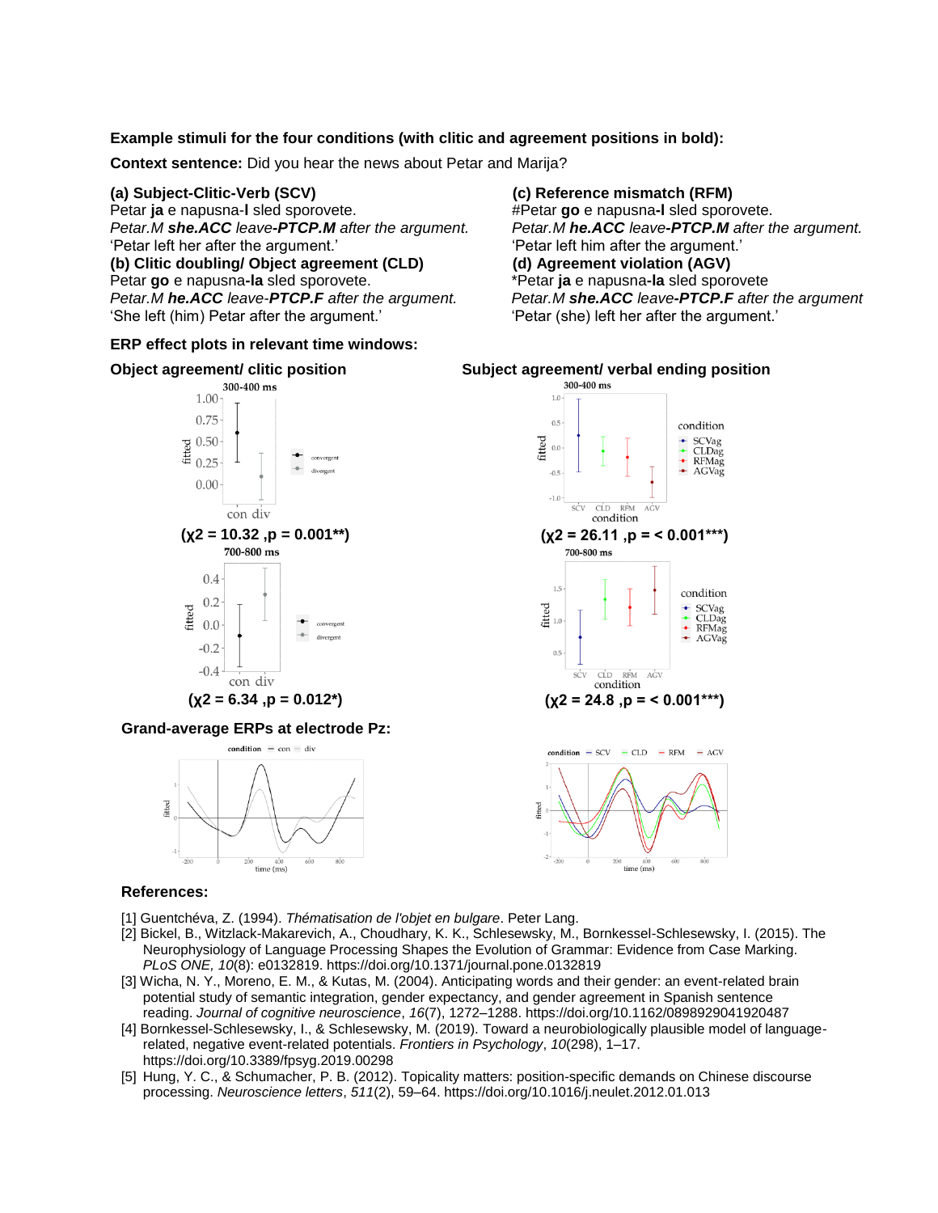**Example stimuli for the four conditions (with clitic and agreement positions in bold):**

**Context sentence:** Did you hear the news about Petar and Marija?

**(a) Subject-Clitic-Verb (SCV)**
Petar **ja** e napusna-**l** sled sporovete.
*Petar.M **she.ACC** leave-**PTCP.M** after the argument.*
'Petar left her after the argument.'

**(b) Clitic doubling/ Object agreement (CLD)**
Petar **go** e napusna-**la** sled sporovete.
*Petar.M **he.ACC** leave-**PTCP.F** after the argument.*
'She left (him) Petar after the argument.'

**(c) Reference mismatch (RFM)**
#Petar **go** e napusna-**l** sled sporovete.
*Petar.M **he.ACC** leave-**PTCP.M** after the argument.*
'Petar left him after the argument.'

**(d) Agreement violation (AGV)**
*Petar **ja** e napusna-**la** sled sporovete
*Petar.M **she.ACC** leave-**PTCP.F** after the argument*
'Petar (she) left her after the argument.'

**ERP effect plots in relevant time windows:**

**Object agreement/ clitic position**

300-400 ms
fitted
1.00
0.75
0.50
0.25
0.00
con div
convergent
divergent

**($\chi2$ = 10.32 ,p = 0.001\*\*)**

700-800 ms
fitted
0.4
0.2
0.0
-0.2
-0.4
con div
convergent
divergent

**($\chi2$ = 6.34 ,p = 0.012\*)**

**Subject agreement/ verbal ending position**

300-400 ms
fitted
1.0
0.5
0.0
-0.5
-1.0
SCV CLD RFM AGV
condition
condition
SCVag
CLDag
RFMag
AGVag

**($\chi2$ = 26.11 ,p = < 0.001\*\*\*)**

700-800 ms
fitted
1.5
1.0
0.5
SCV CLD RFM AGV
condition
condition
SCVag
CLDag
RFMag
AGVag

**($\chi2$ = 24.8 ,p = < 0.001\*\*\*)**

**Grand-average ERPs at electrode Pz:**

condition — con — div
fitted
1
0
-1
-200 0 200 400 600 800
time (ms)

condition — SCV — CLD — RFM — AGV
fitted
2
1
0
-1
-2
-200 0 200 400 600 800
time (ms)

**References:**

[1] Guentchéva, Z. (1994). *Thématisation de l'objet en bulgare*. Peter Lang.

[2] Bickel, B., Witzlack-Makarevich, A., Choudhary, K. K., Schlesewsky, M., Bornkessel-Schlesewsky, I. (2015). The Neurophysiology of Language Processing Shapes the Evolution of Grammar: Evidence from Case Marking. *PLoS ONE, 10*(8): e0132819. https://doi.org/10.1371/journal.pone.0132819

[3] Wicha, N. Y., Moreno, E. M., & Kutas, M. (2004). Anticipating words and their gender: an event-related brain potential study of semantic integration, gender expectancy, and gender agreement in Spanish sentence reading. *Journal of cognitive neuroscience*, *16*(7), 1272–1288. https://doi.org/10.1162/0898929041920487

[4] Bornkessel-Schlesewsky, I., & Schlesewsky, M. (2019). Toward a neurobiologically plausible model of language-related, negative event-related potentials. *Frontiers in Psychology*, *10*(298), 1–17. https://doi.org/10.3389/fpsyg.2019.00298

[5] Hung, Y. C., & Schumacher, P. B. (2012). Topicality matters: position-specific demands on Chinese discourse processing. *Neuroscience letters*, *511*(2), 59–64. https://doi.org/10.1016/j.neulet.2012.01.013